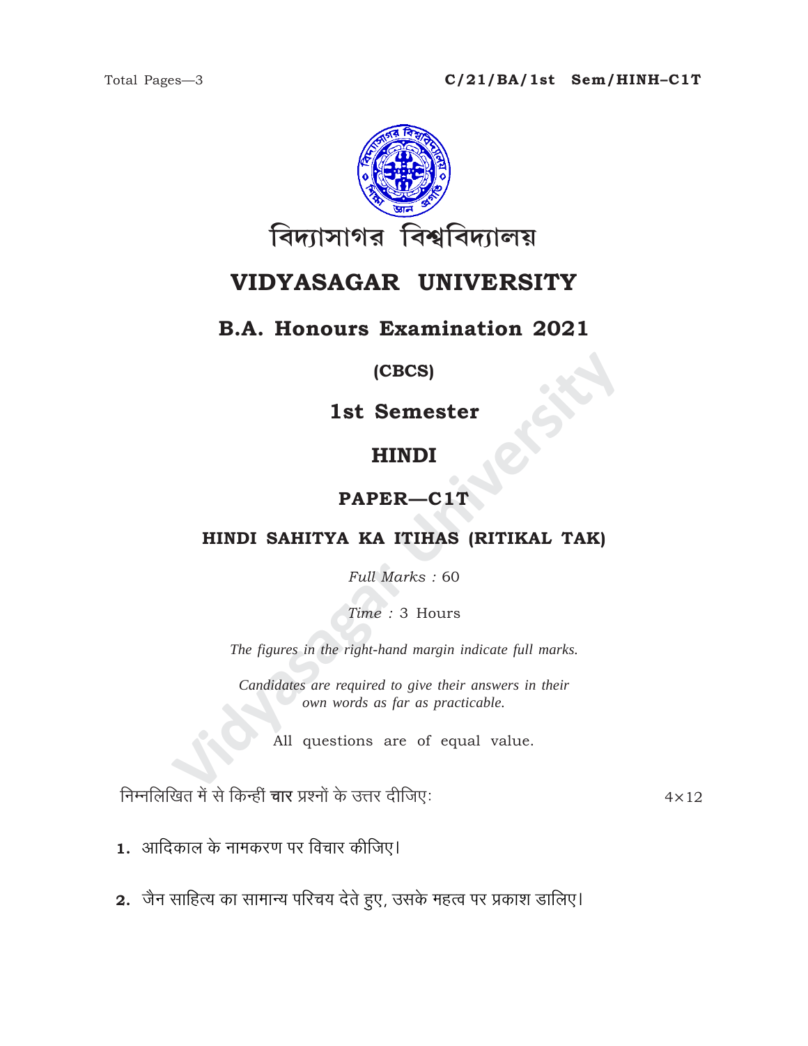Total Pages—3

**C/21/BA/1st Sem/HINH–C1T**

বিদ্যাসাগর বিশ্ববিদ্যালয়

# VIDYASAGAR UNIVERSITY

## B.A. Honours Examination 2021

**(CBCS)**

## 1st Semester

## HINDI

### PAPER—C1T

### HINDI SAHITYA KA ITIHAS (RITIKAL TAK)

*Full Marks :* 60

*Time :* 3 Hours

*The figures in the right-hand margin indicate full marks.*

*Candidates are required to give their answers in their own words as far as practicable.*

All questions are of equal value.

निम्नलिखित में से किन्हीं **चार** प्रश्नों के उत्तर दीजिए: $4 \times 12$

**1.** आदिकाल के नामकरण पर विचार कीजिए।

**2.** जैन साहित्य का सामान्य परिचय देते हुए, उसके महत्व पर प्रकाश डालिए।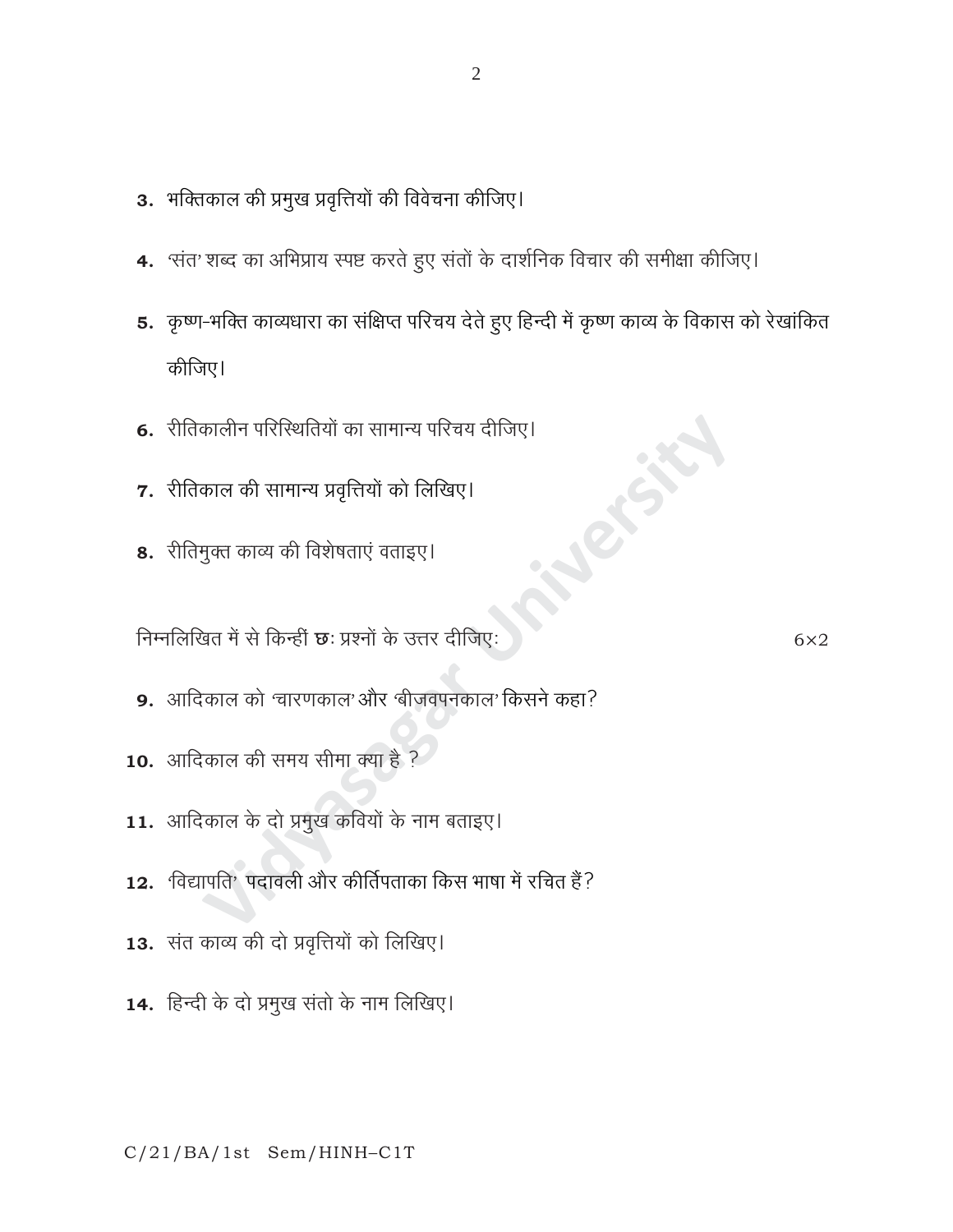3. भक्तिकाल की प्रमुख प्रवृत्तियों की विवेचना कीजिए।

4. 'संत' शब्द का अभिप्राय स्पष्ट करते हुए संतों के दार्शनिक विचार की समीक्षा कीजिए।

5. कृष्ण-भक्ति काव्यधारा का संक्षिप्त परिचय देते हुए हिन्दी में कृष्ण काव्य के विकास को रेखांकित कीजिए।

6. रीतिकालीन परिस्थितियों का सामान्य परिचय दीजिए।

7. रीतिकाल की सामान्य प्रवृत्तियों को लिखिए।

8. रीतिमुक्त काव्य की विशेषताएं वताइए।

निम्नलिखित में से किन्हीं **छः** प्रश्नों के उत्तर दीजिए: $6 \times 2$

9. आदिकाल को 'चारणकाल' और 'बीजवपनकाल' किसने कहा?

10. आदिकाल की समय सीमा क्या है ?

11. आदिकाल के दो प्रमुख कवियों के नाम बताइए।

12. 'विद्यापति' पदावली और कीर्तिपताका किस भाषा में रचित हैं?

13. संत काव्य की दो प्रवृत्तियों को लिखिए।

14. हिन्दी के दो प्रमुख संतो के नाम लिखिए।

C/21/BA/1st Sem/HINH–C1T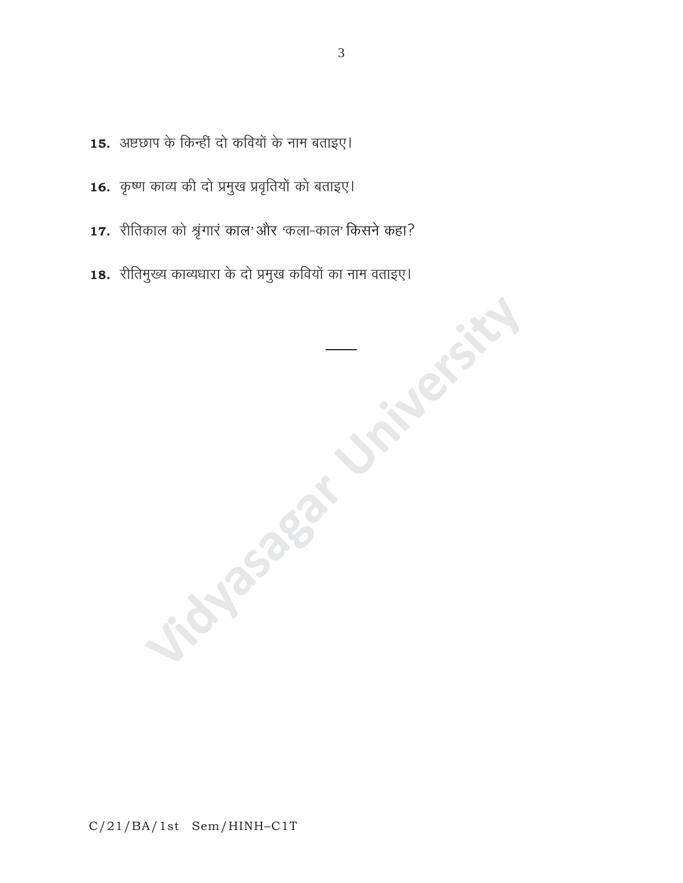15. अष्टछाप के किन्हीं दो कवियों के नाम बताइए।

16. कृष्ण काव्य की दो प्रमुख प्रवृतियों को बताइए।

17. रीतिकाल को श्रृंगारं काल' और 'कला-काल' किसने कहा?

18. रीतिमुख्य काव्यधारा के दो प्रमुख कवियों का नाम वताइए।

---

C/21/BA/1st Sem/HINH–C1T